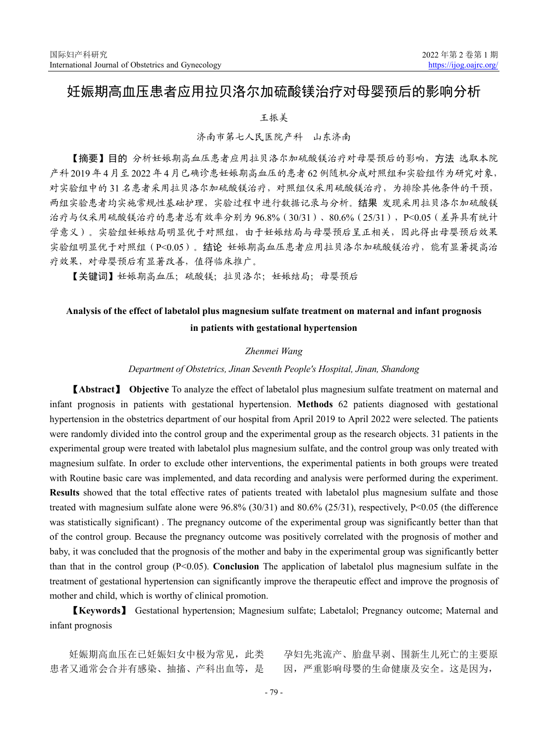# 妊娠期高血压患者应用拉贝洛尔加硫酸镁治疗对母婴预后的影响分析

王振美

济南市第七人民医院产科　山东济南

【**摘要**】**目的** 分析妊娠期高血压患者应用拉贝洛尔加硫酸镁治疗对母婴预后的影响，**方法** 选取本院产科2019年4月至2022年4月已确诊患妊娠期高血压的患者62例随机分成对照组和实验组作为研究对象，对实验组中的31名患者采用拉贝洛尔加硫酸镁治疗，对照组仅采用硫酸镁治疗，为排除其他条件的干预，两组实验患者均实施常规性基础护理，实验过程中进行数据记录与分析。**结果** 发现采用拉贝洛尔加硫酸镁治疗与仅采用硫酸镁治疗的患者总有效率分别为96.8%（30/31）、80.6%（25/31），P<0.05（差异具有统计学意义）。实验组妊娠结局明显优于对照组，由于妊娠结局与母婴预后呈正相关，因此得出母婴预后效果实验组明显优于对照组（P<0.05）。**结论** 妊娠期高血压患者应用拉贝洛尔加硫酸镁治疗，能有显著提高治疗效果，对母婴预后有显著改善，值得临床推广。

【**关键词**】妊娠期高血压；硫酸镁；拉贝洛尔；妊娠结局；母婴预后

## Analysis of the effect of labetalol plus magnesium sulfate treatment on maternal and infant prognosis in patients with gestational hypertension

*Zhenmei Wang*

*Department of Obstetrics, Jinan Seventh People's Hospital, Jinan, Shandong*

【**Abstract**】 **Objective** To analyze the effect of labetalol plus magnesium sulfate treatment on maternal and infant prognosis in patients with gestational hypertension. **Methods** 62 patients diagnosed with gestational hypertension in the obstetrics department of our hospital from April 2019 to April 2022 were selected. The patients were randomly divided into the control group and the experimental group as the research objects. 31 patients in the experimental group were treated with labetalol plus magnesium sulfate, and the control group was only treated with magnesium sulfate. In order to exclude other interventions, the experimental patients in both groups were treated with Routine basic care was implemented, and data recording and analysis were performed during the experiment. **Results** showed that the total effective rates of patients treated with labetalol plus magnesium sulfate and those treated with magnesium sulfate alone were 96.8% (30/31) and 80.6% (25/31), respectively, P<0.05 (the difference was statistically significant) . The pregnancy outcome of the experimental group was significantly better than that of the control group. Because the pregnancy outcome was positively correlated with the prognosis of mother and baby, it was concluded that the prognosis of the mother and baby in the experimental group was significantly better than that in the control group (P<0.05). **Conclusion** The application of labetalol plus magnesium sulfate in the treatment of gestational hypertension can significantly improve the therapeutic effect and improve the prognosis of mother and child, which is worthy of clinical promotion.

【**Keywords**】 Gestational hypertension; Magnesium sulfate; Labetalol; Pregnancy outcome; Maternal and infant prognosis

妊娠期高血压在已妊娠妇女中极为常见，此类患者又通常会合并有感染、抽搐、产科出血等，是孕妇先兆流产、胎盘早剥、围新生儿死亡的主要原因，严重影响母婴的生命健康及安全。这是因为，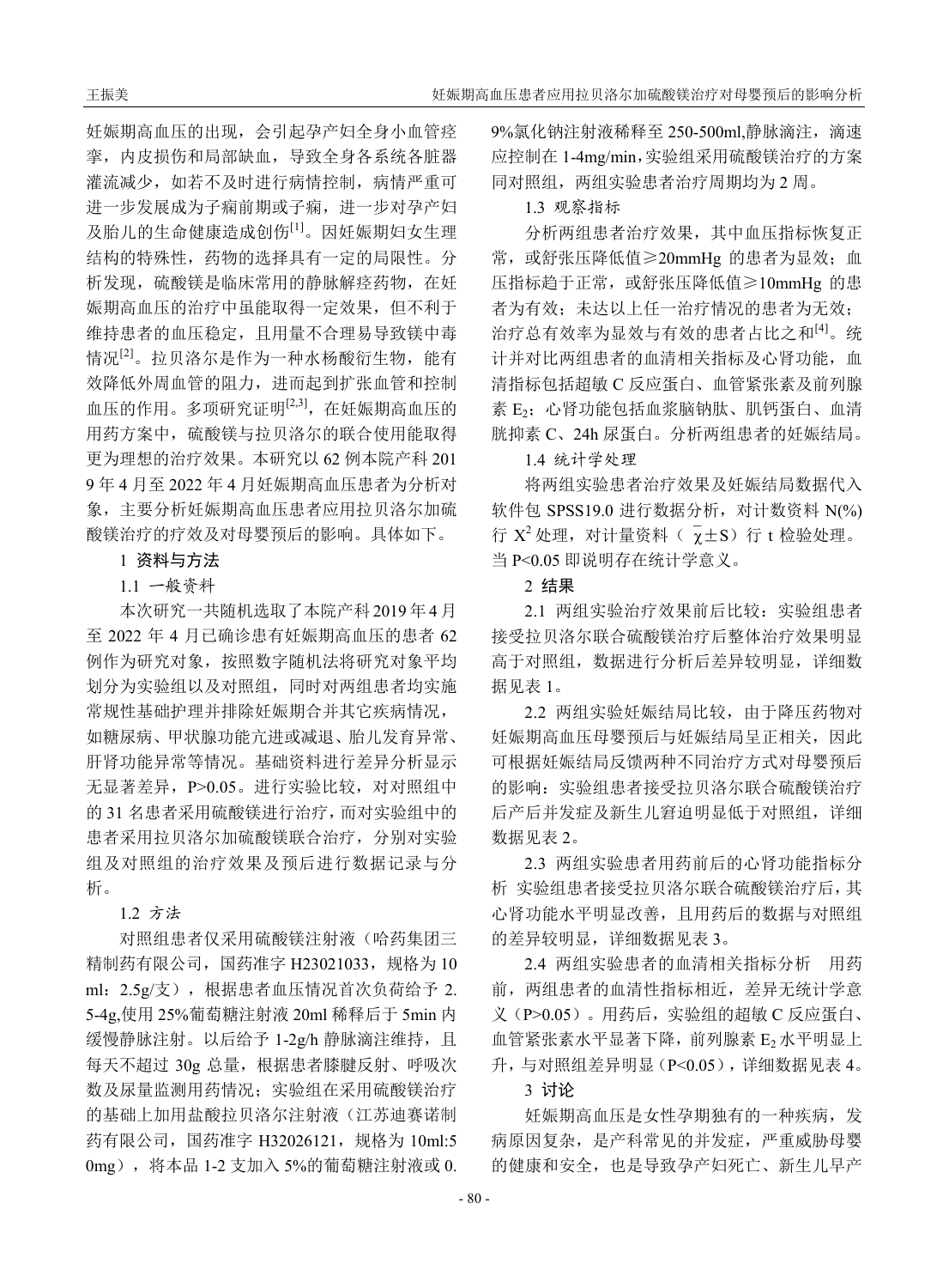妊娠期高血压的出现，会引起孕产妇全身小血管痉挛，内皮损伤和局部缺血，导致全身各系统各脏器灌流减少，如若不及时进行病情控制，病情严重可进一步发展成为子痫前期或子痫，进一步对孕产妇及胎儿的生命健康造成创伤[1]。因妊娠期妇女生理结构的特殊性，药物的选择具有一定的局限性。分析发现，硫酸镁是临床常用的静脉解痉药物，在妊娠期高血压的治疗中虽能取得一定效果，但不利于维持患者的血压稳定，且用量不合理易导致镁中毒情况[2]。拉贝洛尔是作为一种水杨酸衍生物，能有效降低外周血管的阻力，进而起到扩张血管和控制血压的作用。多项研究证明[2,3]，在妊娠期高血压的用药方案中，硫酸镁与拉贝洛尔的联合使用能取得更为理想的治疗效果。本研究以 62 例本院产科 2019 年 4 月至 2022 年 4 月妊娠期高血压患者为分析对象，主要分析妊娠期高血压患者应用拉贝洛尔加硫酸镁治疗的疗效及对母婴预后的影响。具体如下。

## 1 资料与方法

### 1.1 一般资料

本次研究一共随机选取了本院产科 2019 年 4 月至 2022 年 4 月已确诊患有妊娠期高血压的患者 62 例作为研究对象，按照数字随机法将研究对象平均划分为实验组以及对照组，同时对两组患者均实施常规性基础护理并排除妊娠期合并其它疾病情况，如糖尿病、甲状腺功能亢进或减退、胎儿发育异常、肝肾功能异常等情况。基础资料进行差异分析显示无显著差异，P>0.05。进行实验比较，对对照组中的 31 名患者采用硫酸镁进行治疗，而对实验组中的患者采用拉贝洛尔加硫酸镁联合治疗，分别对实验组及对照组的治疗效果及预后进行数据记录与分析。

### 1.2 方法

对照组患者仅采用硫酸镁注射液（哈药集团三精制药有限公司，国药准字 H23021033，规格为 10 ml：2.5g/支），根据患者血压情况首次负荷给予 2.5-4g,使用 25%葡萄糖注射液 20ml 稀释后于 5min 内缓慢静脉注射。以后给予 1-2g/h 静脉滴注维持，且每天不超过 30g 总量，根据患者膝腱反射、呼吸次数及尿量监测用药情况；实验组在采用硫酸镁治疗的基础上加用盐酸拉贝洛尔注射液（江苏迪赛诺制药有限公司，国药准字 H32026121，规格为 10ml:50mg），将本品 1-2 支加入 5%的葡萄糖注射液或 0.9%氯化钠注射液稀释至 250-500ml,静脉滴注，滴速应控制在 1-4mg/min，实验组采用硫酸镁治疗的方案同对照组，两组实验患者治疗周期均为 2 周。

### 1.3 观察指标

分析两组患者治疗效果，其中血压指标恢复正常，或舒张压降低值≥20mmHg 的患者为显效；血压指标趋于正常，或舒张压降低值≥10mmHg 的患者为有效；未达以上任一治疗情况的患者为无效；治疗总有效率为显效与有效的患者占比之和[4]。统计并对比两组患者的血清相关指标及心肾功能，血清指标包括超敏 C 反应蛋白、血管紧张素及前列腺素 $E_2$；心肾功能包括血浆脑钠肽、肌钙蛋白、血清胱抑素 C、24h 尿蛋白。分析两组患者的妊娠结局。

### 1.4 统计学处理

将两组实验患者治疗效果及妊娠结局数据代入软件包 SPSS19.0 进行数据分析，对计数资料 N(%)行 $X^2$ 处理，对计量资料（$\bar{\chi}\pm S$）行 t 检验处理。当 P<0.05 即说明存在统计学意义。

## 2 结果

2.1 两组实验治疗效果前后比较：实验组患者接受拉贝洛尔联合硫酸镁治疗后整体治疗效果明显高于对照组，数据进行分析后差异较明显，详细数据见表 1。

2.2 两组实验妊娠结局比较，由于降压药物对妊娠期高血压母婴预后与妊娠结局呈正相关，因此可根据妊娠结局反馈两种不同治疗方式对母婴预后的影响：实验组患者接受拉贝洛尔联合硫酸镁治疗后产后并发症及新生儿窘迫明显低于对照组，详细数据见表 2。

2.3 两组实验患者用药前后的心肾功能指标分析 实验组患者接受拉贝洛尔联合硫酸镁治疗后，其心肾功能水平明显改善，且用药后的数据与对照组的差异较明显，详细数据见表 3。

2.4 两组实验患者的血清相关指标分析 用药前，两组患者的血清性指标相近，差异无统计学意义（P>0.05）。用药后，实验组的超敏 C 反应蛋白、血管紧张素水平显著下降，前列腺素 $E_2$ 水平明显上升，与对照组差异明显（P<0.05），详细数据见表 4。

## 3 讨论

妊娠期高血压是女性孕期独有的一种疾病，发病原因复杂，是产科常见的并发症，严重威胁母婴的健康和安全，也是导致孕产妇死亡、新生儿早产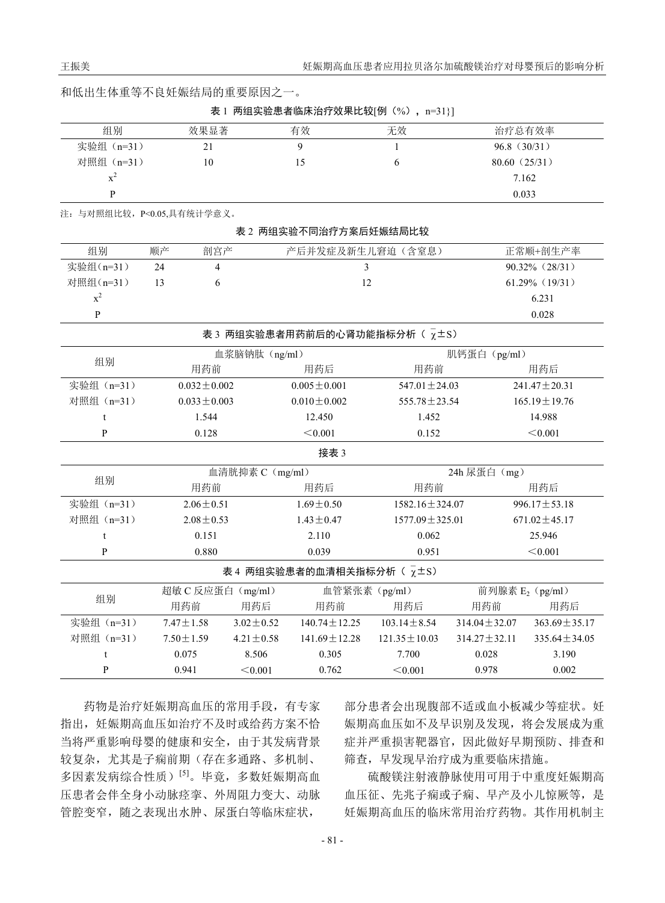和低出生体重等不良妊娠结局的重要原因之一。

表 1 两组实验患者临床治疗效果比较[例（%），n=31}]

| 组别 | 效果显著 | 有效 | 无效 | 治疗总有效率 |
|---|---|---|---|---|
| 实验组（n=31） | 21 | 9 | 1 | 96.8（30/31） |
| 对照组（n=31） | 10 | 15 | 6 | 80.60（25/31） |
| $x^2$ | | | | 7.162 |
| P | | | | 0.033 |

注：与对照组比较，P<0.05,具有统计学意义。

表 2 两组实验不同治疗方案后妊娠结局比较

| 组别 | 顺产 | 剖宫产 | 产后并发症及新生儿窘迫（含窒息） | 正常顺+剖生产率 |
|---|---|---|---|---|
| 实验组(n=31） | 24 | 4 | 3 | 90.32%（28/31） |
| 对照组(n=31） | 13 | 6 | 12 | 61.29%（19/31） |
| $x^2$ | | | | 6.231 |
| P | | | | 0.028 |

表 3 两组实验患者用药前后的心肾功能指标分析（ $\bar{\chi}$±S）

| 组别 | 血浆脑钠肽（ng/ml） | | 肌钙蛋白（pg/ml） | |
|---|---|---|---|---|
| | 用药前 | 用药后 | 用药前 | 用药后 |
| 实验组（n=31） | 0.032±0.002 | 0.005±0.001 | 547.01±24.03 | 241.47±20.31 |
| 对照组（n=31） | 0.033±0.003 | 0.010±0.002 | 555.78±23.54 | 165.19±19.76 |
| t | 1.544 | 12.450 | 1.452 | 14.988 |
| P | 0.128 | ＜0.001 | 0.152 | ＜0.001 |

接表 3

| 组别 | 血清胱抑素 C（mg/ml） | | 24h 尿蛋白（mg） | |
|---|---|---|---|---|
| | 用药前 | 用药后 | 用药前 | 用药后 |
| 实验组（n=31） | 2.06±0.51 | 1.69±0.50 | 1582.16±324.07 | 996.17±53.18 |
| 对照组（n=31） | 2.08±0.53 | 1.43±0.47 | 1577.09±325.01 | 671.02±45.17 |
| t | 0.151 | 2.110 | 0.062 | 25.946 |
| P | 0.880 | 0.039 | 0.951 | ＜0.001 |

表 4 两组实验患者的血清相关指标分析（ $\bar{\chi}$±S）

| 组别 | 超敏 C 反应蛋白（mg/ml） | | 血管紧张素（pg/ml） | | 前列腺素 $E_2$（pg/ml） | |
|---|---|---|---|---|---|---|
| | 用药前 | 用药后 | 用药前 | 用药后 | 用药前 | 用药后 |
| 实验组（n=31） | 7.47±1.58 | 3.02±0.52 | 140.74±12.25 | 103.14±8.54 | 314.04±32.07 | 363.69±35.17 |
| 对照组（n=31） | 7.50±1.59 | 4.21±0.58 | 141.69±12.28 | 121.35±10.03 | 314.27±32.11 | 335.64±34.05 |
| t | 0.075 | 8.506 | 0.305 | 7.700 | 0.028 | 3.190 |
| P | 0.941 | ＜0.001 | 0.762 | ＜0.001 | 0.978 | 0.002 |

药物是治疗妊娠期高血压的常用手段，有专家指出，妊娠期高血压如治疗不及时或给药方案不恰当将严重影响母婴的健康和安全，由于其发病背景较复杂，尤其是子痫前期（存在多通路、多机制、多因素发病综合性质）[5]。毕竟，多数妊娠期高血压患者会伴全身小动脉痉挛、外周阻力变大、动脉管腔变窄，随之表现出水肿、尿蛋白等临床症状，部分患者会出现腹部不适或血小板减少等症状。妊娠期高血压如不及早识别及发现，将会发展成为重症并严重损害靶器官，因此做好早期预防、排查和筛查，早发现早治疗成为重要临床措施。

硫酸镁注射液静脉使用可用于中重度妊娠期高血压征、先兆子痫或子痫、早产及小儿惊厥等，是妊娠期高血压的临床常用治疗药物。其作用机制主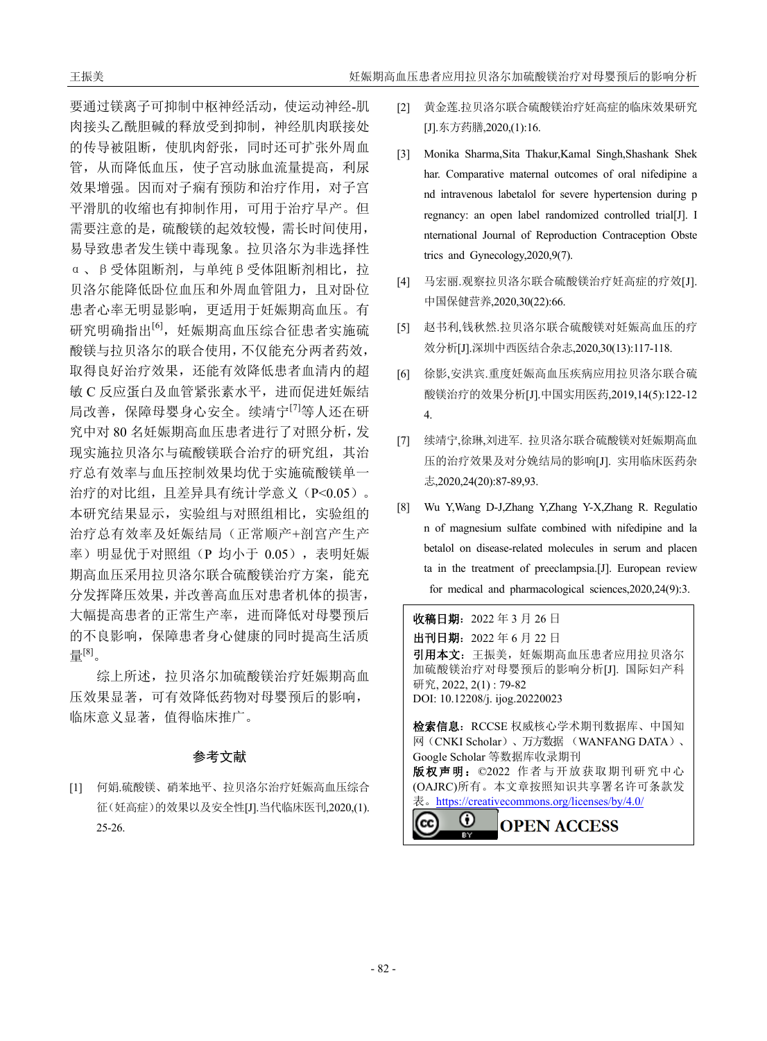要通过镁离子可抑制中枢神经活动，使运动神经-肌肉接头乙酰胆碱的释放受到抑制，神经肌肉联接处的传导被阻断，使肌肉舒张，同时还可扩张外周血管，从而降低血压，使子宫动脉血流量提高，利尿效果增强。因而对子痫有预防和治疗作用，对子宫平滑肌的收缩也有抑制作用，可用于治疗早产。但需要注意的是，硫酸镁的起效较慢，需长时间使用，易导致患者发生镁中毒现象。拉贝洛尔为非选择性α、β受体阻断剂，与单纯β受体阻断剂相比，拉贝洛尔能降低卧位血压和外周血管阻力，且对卧位患者心率无明显影响，更适用于妊娠期高血压。有研究明确指出[6]，妊娠期高血压综合征患者实施硫酸镁与拉贝洛尔的联合使用，不仅能充分两者药效，取得良好治疗效果，还能有效降低患者血清内的超敏C反应蛋白及血管紧张素水平，进而促进妊娠结局改善，保障母婴身心安全。续靖宁[7]等人还在研究中对80名妊娠期高血压患者进行了对照分析，发现实施拉贝洛尔与硫酸镁联合治疗的研究组，其治疗总有效率与血压控制效果均优于实施硫酸镁单一治疗的对比组，且差异具有统计学意义（$P<0.05$）。本研究结果显示，实验组与对照组相比，实验组的治疗总有效率及妊娠结局（正常顺产+剖宫产生产率）明显优于对照组（P 均小于 0.05），表明妊娠期高血压采用拉贝洛尔联合硫酸镁治疗方案，能充分发挥降压效果，并改善高血压对患者机体的损害，大幅提高患者的正常生产率，进而降低对母婴预后的不良影响，保障患者身心健康的同时提高生活质量[8]。

综上所述，拉贝洛尔加硫酸镁治疗妊娠期高血压效果显著，可有效降低药物对母婴预后的影响，临床意义显著，值得临床推广。

## 参考文献

[1] 何娟.硫酸镁、硝苯地平、拉贝洛尔治疗妊娠高血压综合征（妊高症）的效果以及安全性[J].当代临床医刊,2020,(1).25-26.

[2] 黄金莲.拉贝洛尔联合硫酸镁治疗妊高症的临床效果研究[J].东方药膳,2020,(1):16.

[3] Monika Sharma,Sita Thakur,Kamal Singh,Shashank Shekhar. Comparative maternal outcomes of oral nifedipine and intravenous labetalol for severe hypertension during pregnancy: an open label randomized controlled trial[J]. International Journal of Reproduction Contraception Obstetrics and Gynecology,2020,9(7).

[4] 马宏丽.观察拉贝洛尔联合硫酸镁治疗妊高症的疗效[J].中国保健营养,2020,30(22):66.

[5] 赵书利,钱秋然.拉贝洛尔联合硫酸镁对妊娠高血压的疗效分析[J].深圳中西医结合杂志,2020,30(13):117-118.

[6] 徐影,安洪宾.重度妊娠高血压疾病应用拉贝洛尔联合硫酸镁治疗的效果分析[J].中国实用医药,2019,14(5):122-124.

[7] 续靖宁,徐琳,刘进军. 拉贝洛尔联合硫酸镁对妊娠期高血压的治疗效果及对分娩结局的影响[J]. 实用临床医药杂志,2020,24(20):87-89,93.

[8] Wu Y,Wang D-J,Zhang Y,Zhang Y-X,Zhang R. Regulation of magnesium sulfate combined with nifedipine and labetalol on disease-related molecules in serum and placenta in the treatment of preeclampsia.[J]. European review for medical and pharmacological sciences,2020,24(9):3.

**收稿日期：** 2022 年 3 月 26 日
**出刊日期：** 2022 年 6 月 22 日
**引用本文：** 王振美，妊娠期高血压患者应用拉贝洛尔加硫酸镁治疗对母婴预后的影响分析[J]. 国际妇产科研究, 2022, 2(1) : 79-82
DOI: 10.12208/j. ijog.20220023

**检索信息：** RCCSE 权威核心学术期刊数据库、中国知网（CNKI Scholar）、万方数据（WANFANG DATA）、Google Scholar 等数据库收录期刊

**版权声明：** ©2022 作者与开放获取期刊研究中心(OAJRC)所有。本文章按照知识共享署名许可条款发表。https://creativecommons.org/licenses/by/4.0/

OPEN ACCESS